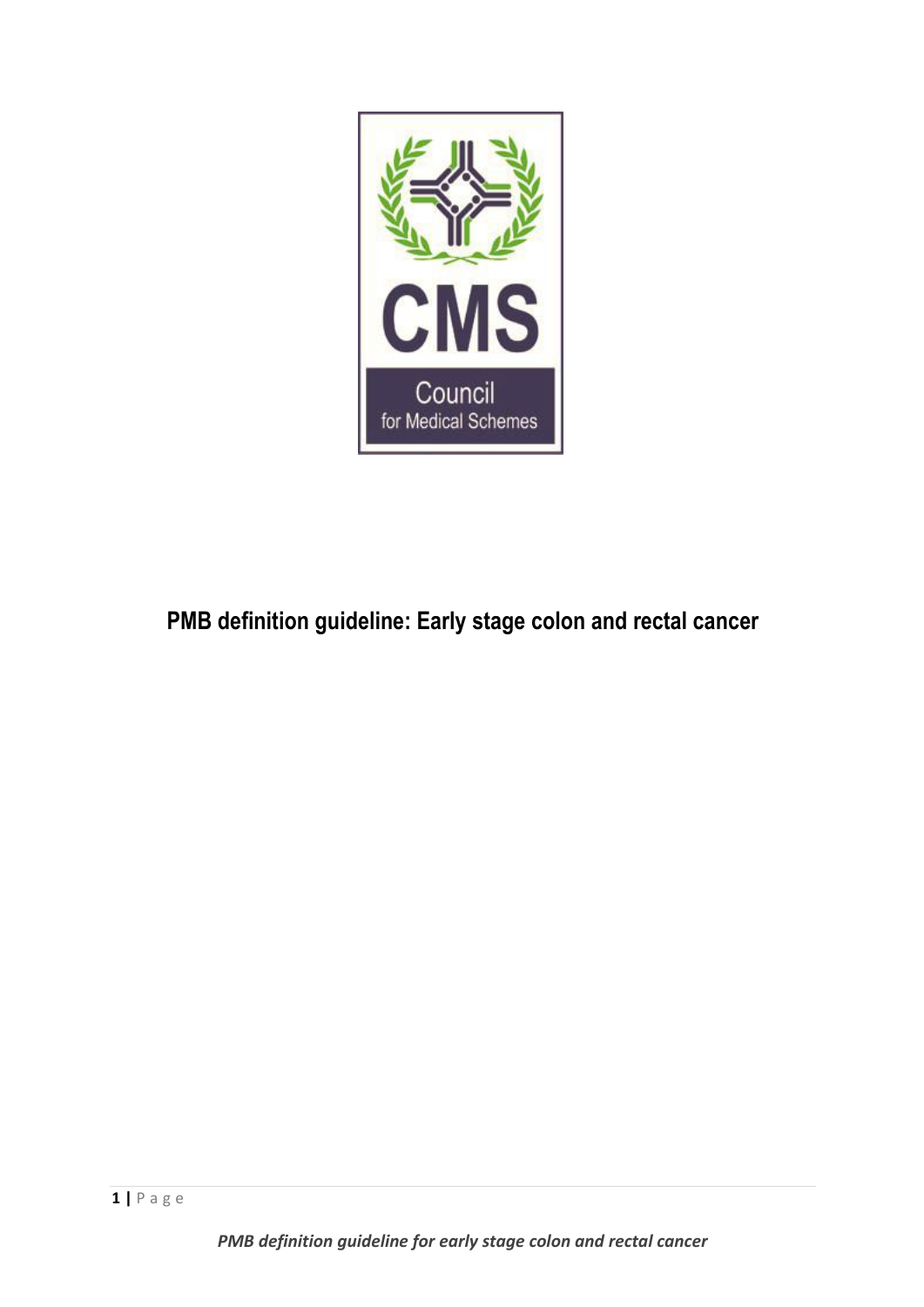# PMB definition guideline: Early stage colon and rectal cancer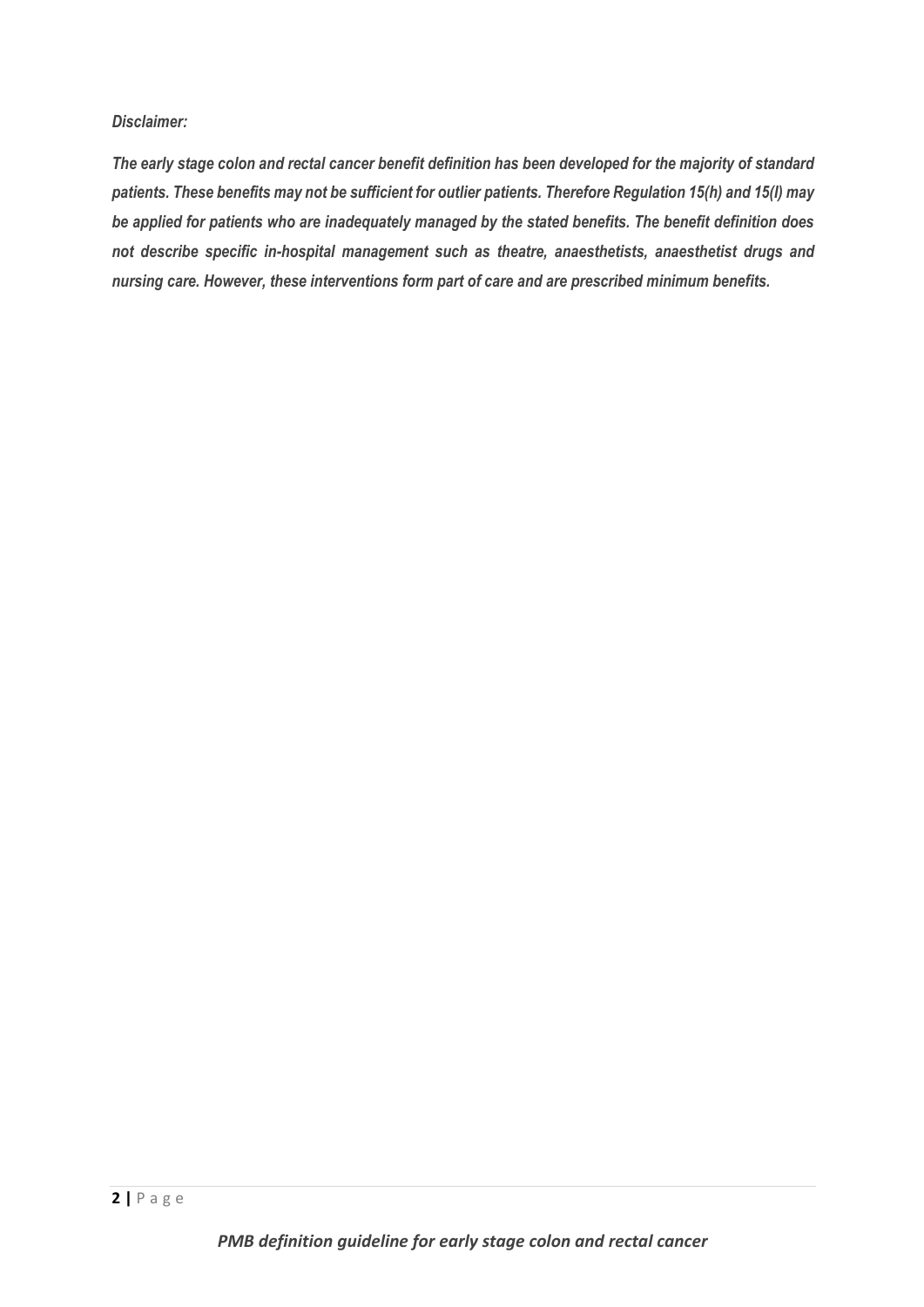*Disclaimer:*

***The early stage colon and rectal cancer benefit definition has been developed for the majority of standard patients. These benefits may not be sufficient for outlier patients. Therefore Regulation 15(h) and 15(l) may be applied for patients who are inadequately managed by the stated benefits. The benefit definition does not describe specific in-hospital management such as theatre, anaesthetists, anaesthetist drugs and nursing care. However, these interventions form part of care and are prescribed minimum benefits.***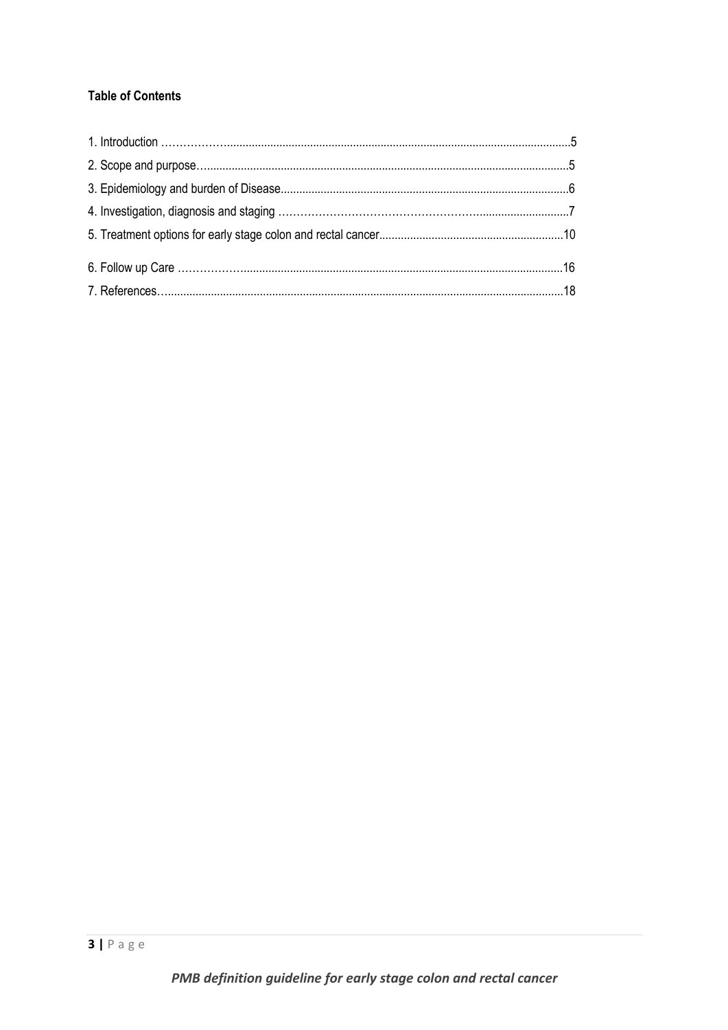**Table of Contents**

1. Introduction ………………...........................................................................................................5
2. Scope and purpose…....................................................................................................................5
3. Epidemiology and burden of Disease.............................................................................................6
4. Investigation, diagnosis and staging ………………………………………………...........................7
5. Treatment options for early stage colon and rectal cancer............................................................10
6. Follow up Care ………………........................................................................................................16
7. References…................................................................................................................................18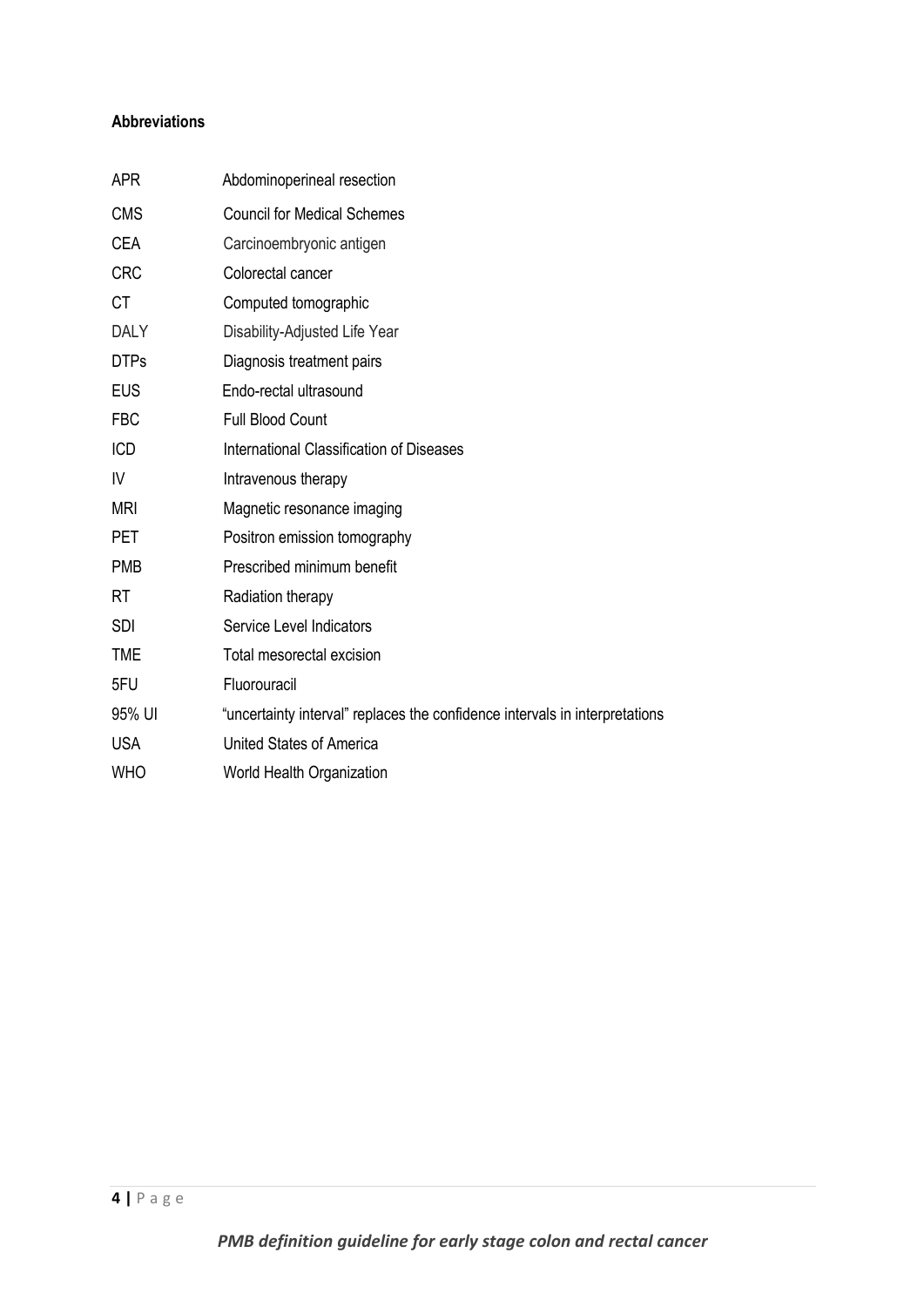**Abbreviations**

| | |
|---|---|
| APR | Abdominoperineal resection |
| CMS | Council for Medical Schemes |
| CEA | Carcinoembryonic antigen |
| CRC | Colorectal cancer |
| CT | Computed tomographic |
| DALY | Disability-Adjusted Life Year |
| DTPs | Diagnosis treatment pairs |
| EUS | Endo-rectal ultrasound |
| FBC | Full Blood Count |
| ICD | International Classification of Diseases |
| IV | Intravenous therapy |
| MRI | Magnetic resonance imaging |
| PET | Positron emission tomography |
| PMB | Prescribed minimum benefit |
| RT | Radiation therapy |
| SDI | Service Level Indicators |
| TME | Total mesorectal excision |
| 5FU | Fluorouracil |
| 95% UI | "uncertainty interval" replaces the confidence intervals in interpretations |
| USA | United States of America |
| WHO | World Health Organization |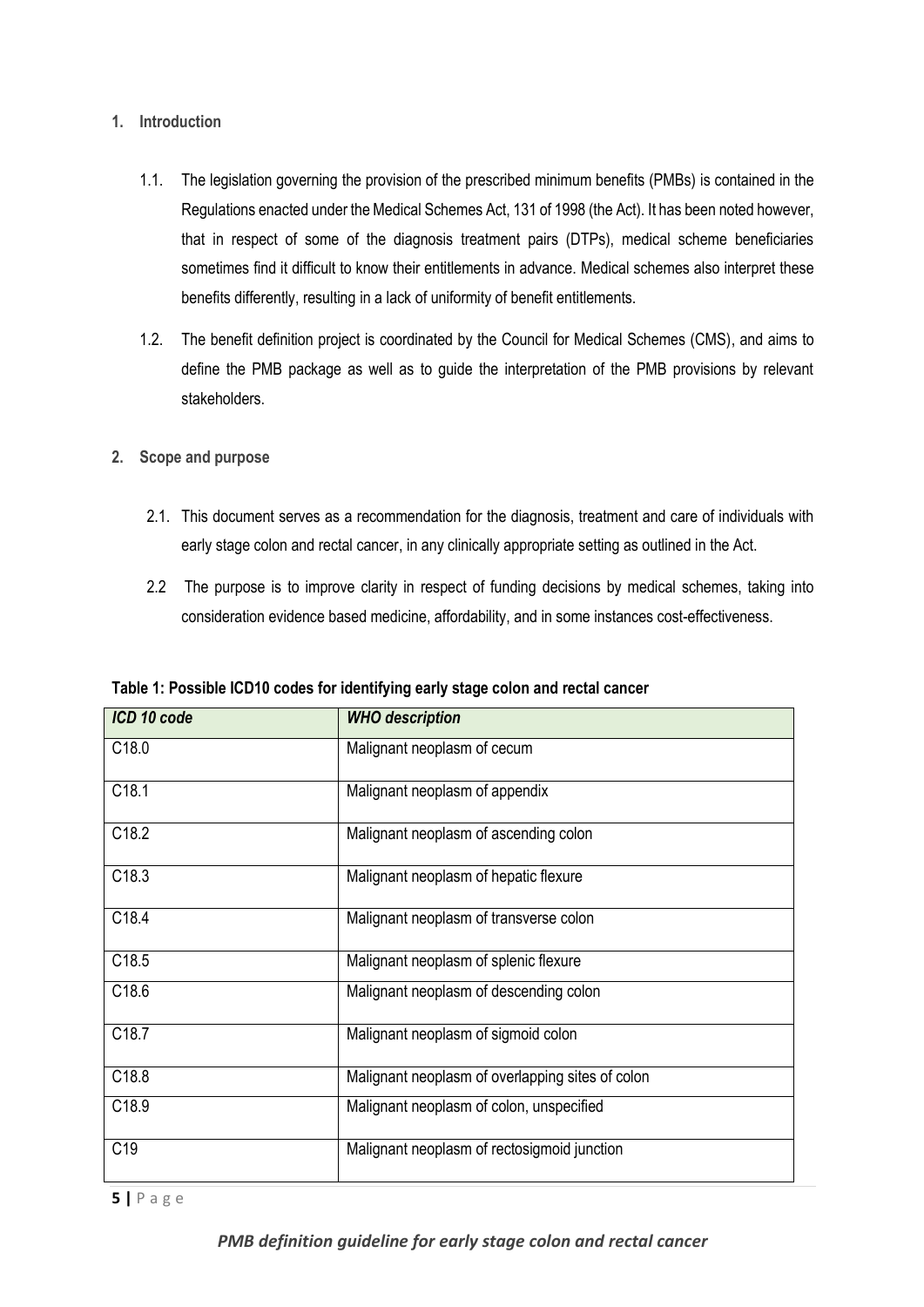## 1. Introduction

1.1. The legislation governing the provision of the prescribed minimum benefits (PMBs) is contained in the Regulations enacted under the Medical Schemes Act, 131 of 1998 (the Act). It has been noted however, that in respect of some of the diagnosis treatment pairs (DTPs), medical scheme beneficiaries sometimes find it difficult to know their entitlements in advance. Medical schemes also interpret these benefits differently, resulting in a lack of uniformity of benefit entitlements.

1.2. The benefit definition project is coordinated by the Council for Medical Schemes (CMS), and aims to define the PMB package as well as to guide the interpretation of the PMB provisions by relevant stakeholders.

## 2. Scope and purpose

2.1. This document serves as a recommendation for the diagnosis, treatment and care of individuals with early stage colon and rectal cancer, in any clinically appropriate setting as outlined in the Act.

2.2 The purpose is to improve clarity in respect of funding decisions by medical schemes, taking into consideration evidence based medicine, affordability, and in some instances cost-effectiveness.

**Table 1: Possible ICD10 codes for identifying early stage colon and rectal cancer**

| *ICD 10 code* | *WHO description* |
|---|---|
| C18.0 | Malignant neoplasm of cecum |
| C18.1 | Malignant neoplasm of appendix |
| C18.2 | Malignant neoplasm of ascending colon |
| C18.3 | Malignant neoplasm of hepatic flexure |
| C18.4 | Malignant neoplasm of transverse colon |
| C18.5 | Malignant neoplasm of splenic flexure |
| C18.6 | Malignant neoplasm of descending colon |
| C18.7 | Malignant neoplasm of sigmoid colon |
| C18.8 | Malignant neoplasm of overlapping sites of colon |
| C18.9 | Malignant neoplasm of colon, unspecified |
| C19 | Malignant neoplasm of rectosigmoid junction |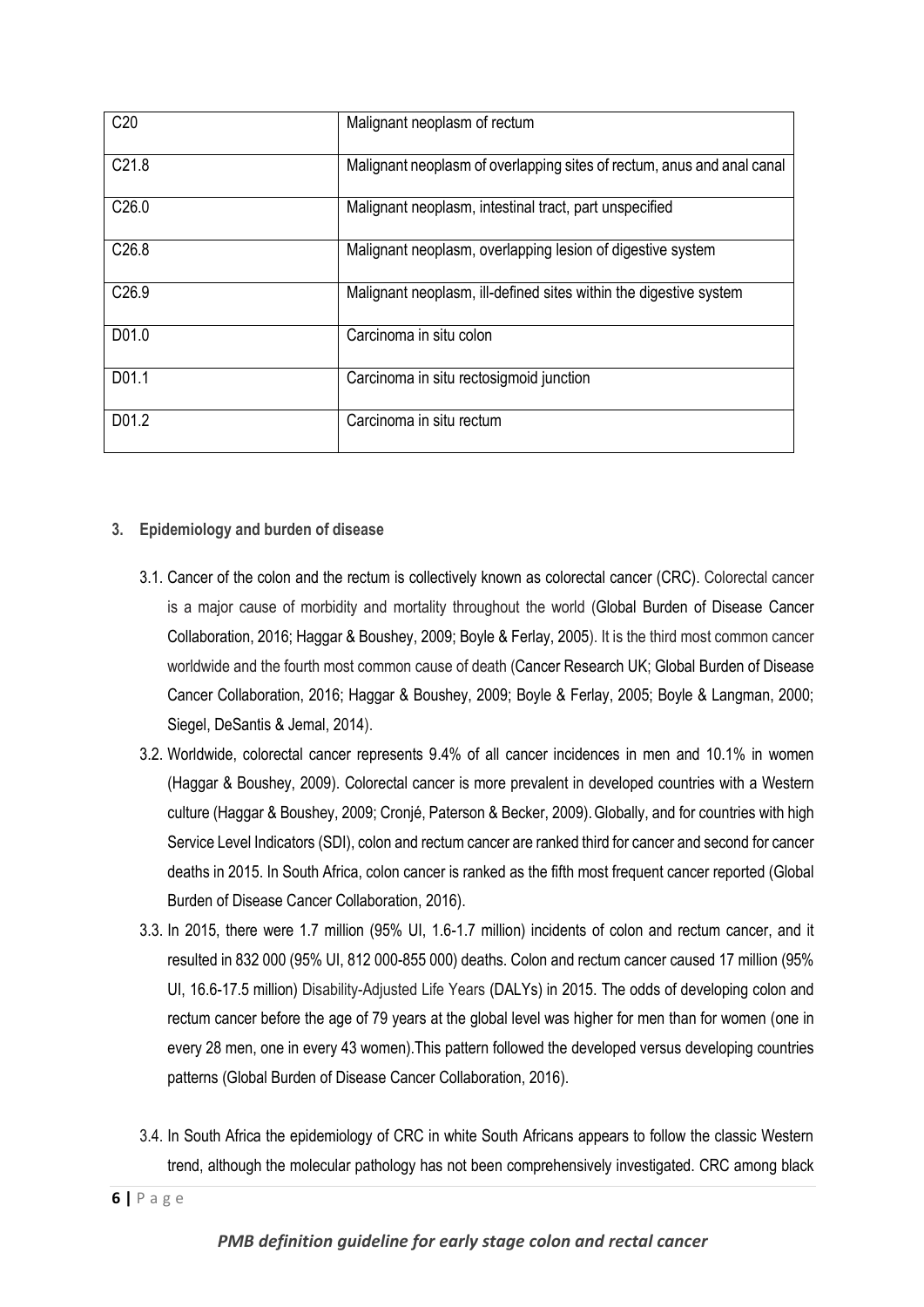| C20 | Malignant neoplasm of rectum |
|---|---|
| C21.8 | Malignant neoplasm of overlapping sites of rectum, anus and anal canal |
| C26.0 | Malignant neoplasm, intestinal tract, part unspecified |
| C26.8 | Malignant neoplasm, overlapping lesion of digestive system |
| C26.9 | Malignant neoplasm, ill-defined sites within the digestive system |
| D01.0 | Carcinoma in situ colon |
| D01.1 | Carcinoma in situ rectosigmoid junction |
| D01.2 | Carcinoma in situ rectum |

## 3. Epidemiology and burden of disease

3.1. Cancer of the colon and the rectum is collectively known as colorectal cancer (CRC). Colorectal cancer is a major cause of morbidity and mortality throughout the world (Global Burden of Disease Cancer Collaboration, 2016; Haggar & Boushey, 2009; Boyle & Ferlay, 2005). It is the third most common cancer worldwide and the fourth most common cause of death (Cancer Research UK; Global Burden of Disease Cancer Collaboration, 2016; Haggar & Boushey, 2009; Boyle & Ferlay, 2005; Boyle & Langman, 2000; Siegel, DeSantis & Jemal, 2014).

3.2. Worldwide, colorectal cancer represents 9.4% of all cancer incidences in men and 10.1% in women (Haggar & Boushey, 2009). Colorectal cancer is more prevalent in developed countries with a Western culture (Haggar & Boushey, 2009; Cronjé, Paterson & Becker, 2009). Globally, and for countries with high Service Level Indicators (SDI), colon and rectum cancer are ranked third for cancer and second for cancer deaths in 2015. In South Africa, colon cancer is ranked as the fifth most frequent cancer reported (Global Burden of Disease Cancer Collaboration, 2016).

3.3. In 2015, there were 1.7 million (95% UI, 1.6-1.7 million) incidents of colon and rectum cancer, and it resulted in 832 000 (95% UI, 812 000-855 000) deaths. Colon and rectum cancer caused 17 million (95% UI, 16.6-17.5 million) Disability-Adjusted Life Years (DALYs) in 2015. The odds of developing colon and rectum cancer before the age of 79 years at the global level was higher for men than for women (one in every 28 men, one in every 43 women).This pattern followed the developed versus developing countries patterns (Global Burden of Disease Cancer Collaboration, 2016).

3.4. In South Africa the epidemiology of CRC in white South Africans appears to follow the classic Western trend, although the molecular pathology has not been comprehensively investigated. CRC among black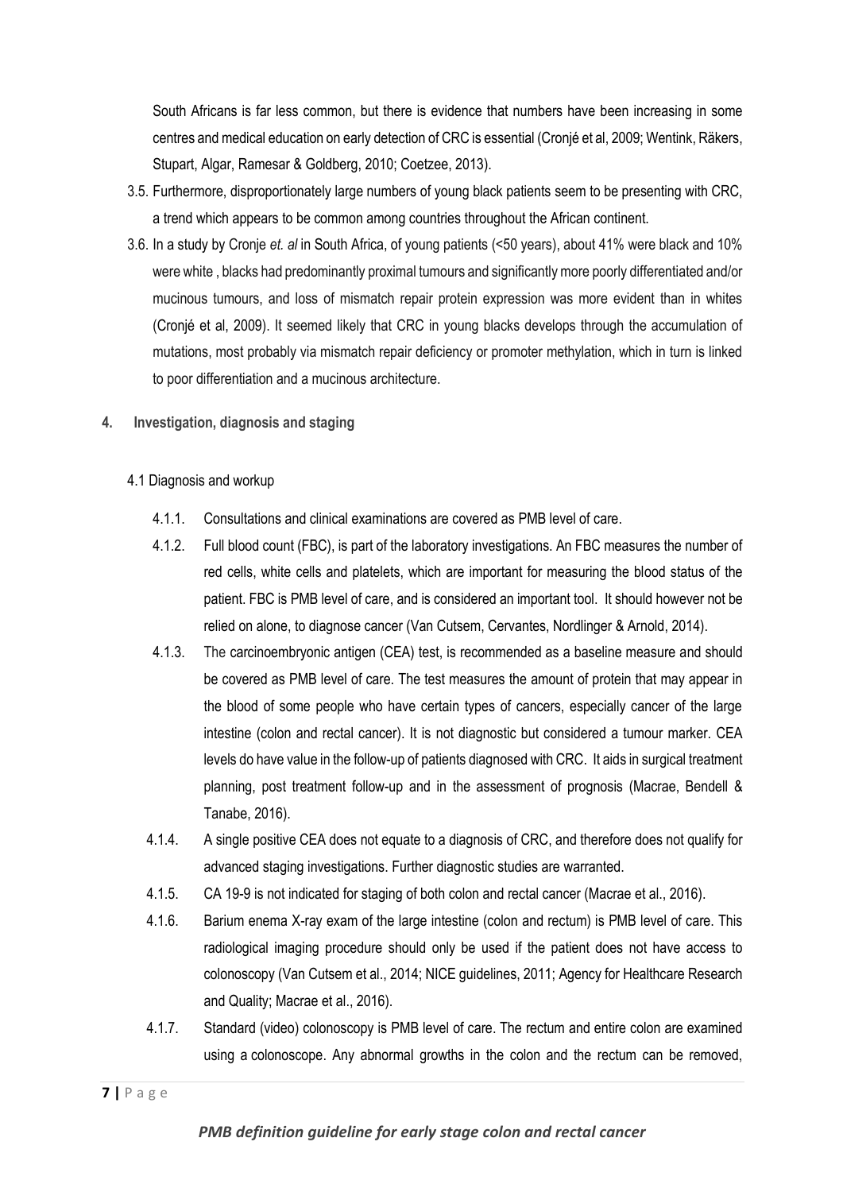South Africans is far less common, but there is evidence that numbers have been increasing in some centres and medical education on early detection of CRC is essential (Cronjé et al, 2009; Wentink, Räkers, Stupart, Algar, Ramesar & Goldberg, 2010; Coetzee, 2013).

3.5. Furthermore, disproportionately large numbers of young black patients seem to be presenting with CRC, a trend which appears to be common among countries throughout the African continent.

3.6. In a study by Cronje *et. al* in South Africa, of young patients (<50 years), about 41% were black and 10% were white , blacks had predominantly proximal tumours and significantly more poorly differentiated and/or mucinous tumours, and loss of mismatch repair protein expression was more evident than in whites (Cronjé et al, 2009). It seemed likely that CRC in young blacks develops through the accumulation of mutations, most probably via mismatch repair deficiency or promoter methylation, which in turn is linked to poor differentiation and a mucinous architecture.

## 4. Investigation, diagnosis and staging

### 4.1 Diagnosis and workup

4.1.1. Consultations and clinical examinations are covered as PMB level of care.

4.1.2. Full blood count (FBC), is part of the laboratory investigations. An FBC measures the number of red cells, white cells and platelets, which are important for measuring the blood status of the patient. FBC is PMB level of care, and is considered an important tool. It should however not be relied on alone, to diagnose cancer (Van Cutsem, Cervantes, Nordlinger & Arnold, 2014).

4.1.3. The carcinoembryonic antigen (CEA) test, is recommended as a baseline measure and should be covered as PMB level of care. The test measures the amount of protein that may appear in the blood of some people who have certain types of cancers, especially cancer of the large intestine (colon and rectal cancer). It is not diagnostic but considered a tumour marker. CEA levels do have value in the follow-up of patients diagnosed with CRC. It aids in surgical treatment planning, post treatment follow-up and in the assessment of prognosis (Macrae, Bendell & Tanabe, 2016).

4.1.4. A single positive CEA does not equate to a diagnosis of CRC, and therefore does not qualify for advanced staging investigations. Further diagnostic studies are warranted.

4.1.5. CA 19-9 is not indicated for staging of both colon and rectal cancer (Macrae et al., 2016).

4.1.6. Barium enema X-ray exam of the large intestine (colon and rectum) is PMB level of care. This radiological imaging procedure should only be used if the patient does not have access to colonoscopy (Van Cutsem et al., 2014; NICE guidelines, 2011; Agency for Healthcare Research and Quality; Macrae et al., 2016).

4.1.7. Standard (video) colonoscopy is PMB level of care. The rectum and entire colon are examined using a colonoscope. Any abnormal growths in the colon and the rectum can be removed,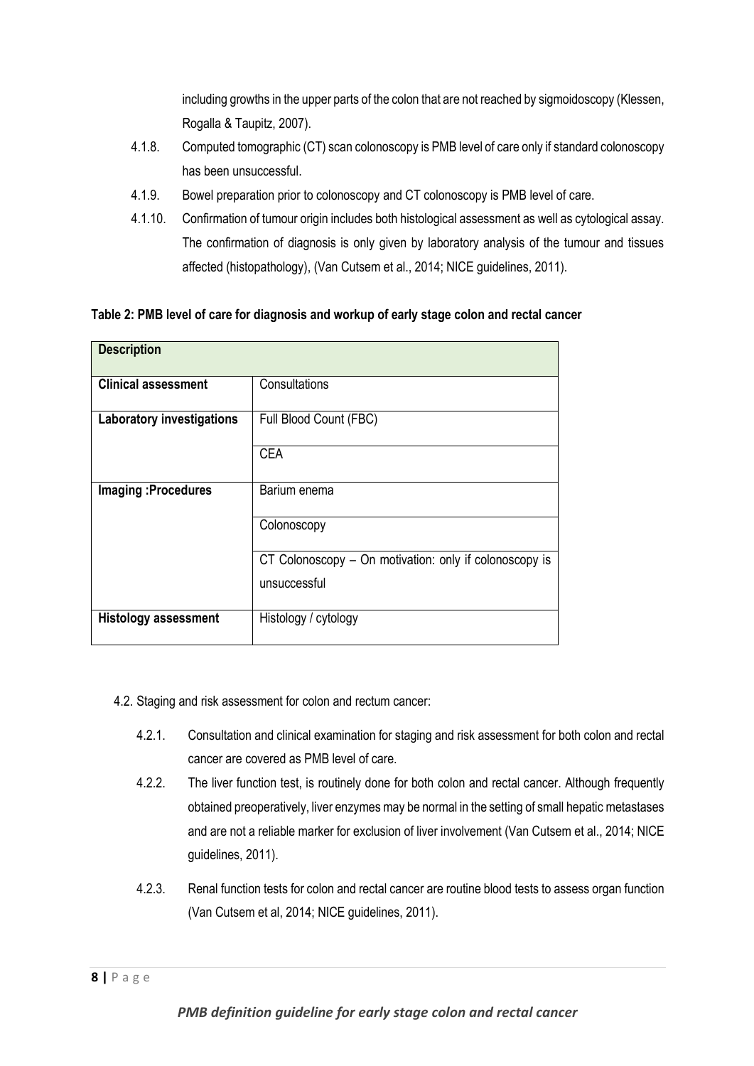including growths in the upper parts of the colon that are not reached by sigmoidoscopy (Klessen, Rogalla & Taupitz, 2007).

4.1.8. Computed tomographic (CT) scan colonoscopy is PMB level of care only if standard colonoscopy has been unsuccessful.

4.1.9. Bowel preparation prior to colonoscopy and CT colonoscopy is PMB level of care.

4.1.10. Confirmation of tumour origin includes both histological assessment as well as cytological assay. The confirmation of diagnosis is only given by laboratory analysis of the tumour and tissues affected (histopathology), (Van Cutsem et al., 2014; NICE guidelines, 2011).

**Table 2: PMB level of care for diagnosis and workup of early stage colon and rectal cancer**

| **Description** | |
|---|---|
| **Clinical assessment** | Consultations |
| **Laboratory investigations** | Full Blood Count (FBC) |
| | CEA |
| **Imaging :Procedures** | Barium enema |
| | Colonoscopy |
| | CT Colonoscopy – On motivation: only if colonoscopy is unsuccessful |
| **Histology assessment** | Histology / cytology |

4.2. Staging and risk assessment for colon and rectum cancer:

4.2.1. Consultation and clinical examination for staging and risk assessment for both colon and rectal cancer are covered as PMB level of care.

4.2.2. The liver function test, is routinely done for both colon and rectal cancer. Although frequently obtained preoperatively, liver enzymes may be normal in the setting of small hepatic metastases and are not a reliable marker for exclusion of liver involvement (Van Cutsem et al., 2014; NICE guidelines, 2011).

4.2.3. Renal function tests for colon and rectal cancer are routine blood tests to assess organ function (Van Cutsem et al, 2014; NICE guidelines, 2011).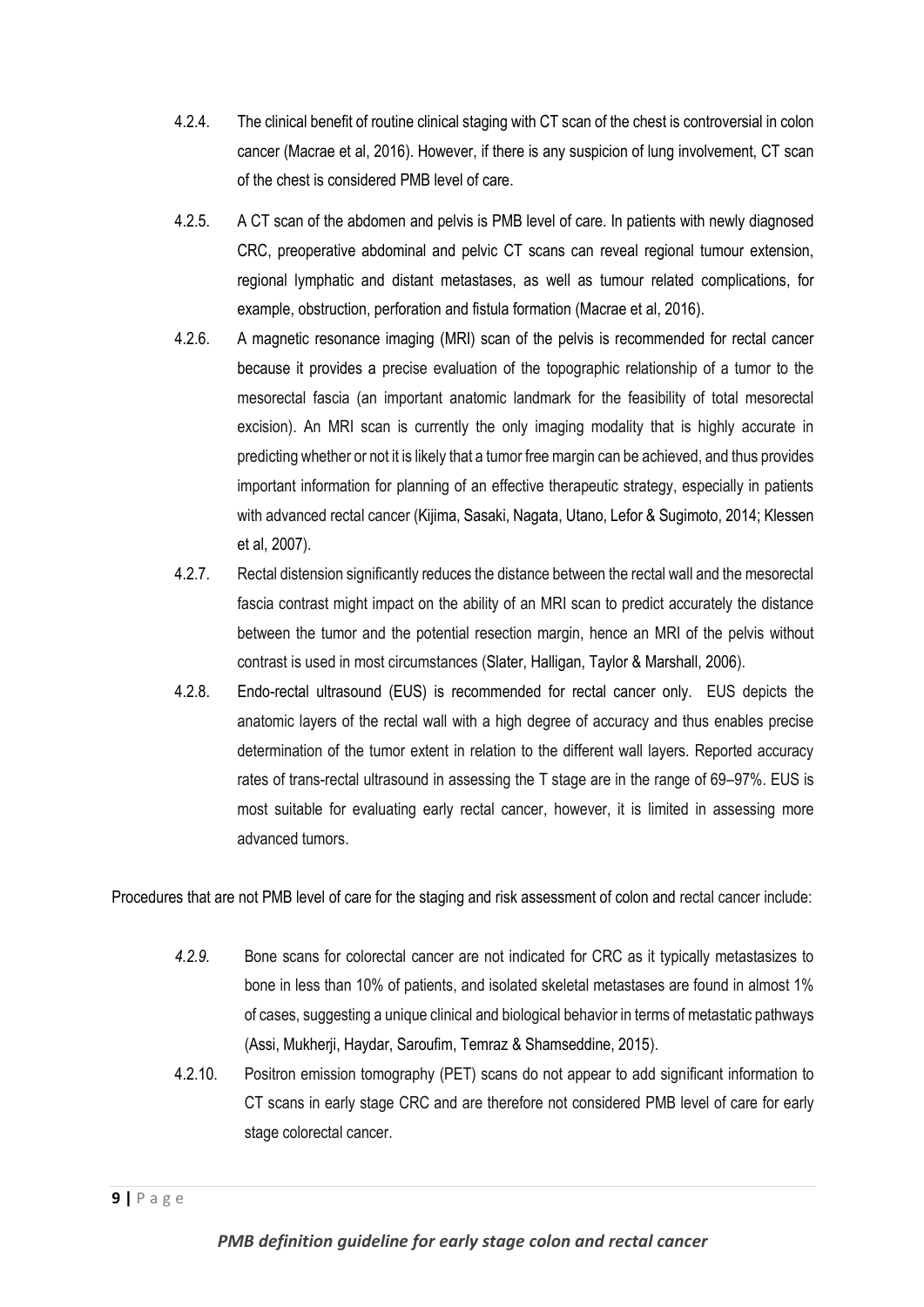4.2.4. The clinical benefit of routine clinical staging with CT scan of the chest is controversial in colon cancer (Macrae et al, 2016). However, if there is any suspicion of lung involvement, CT scan of the chest is considered PMB level of care.

4.2.5. A CT scan of the abdomen and pelvis is PMB level of care. In patients with newly diagnosed CRC, preoperative abdominal and pelvic CT scans can reveal regional tumour extension, regional lymphatic and distant metastases, as well as tumour related complications, for example, obstruction, perforation and fistula formation (Macrae et al, 2016).

4.2.6. A magnetic resonance imaging (MRI) scan of the pelvis is recommended for rectal cancer because it provides a precise evaluation of the topographic relationship of a tumor to the mesorectal fascia (an important anatomic landmark for the feasibility of total mesorectal excision). An MRI scan is currently the only imaging modality that is highly accurate in predicting whether or not it is likely that a tumor free margin can be achieved, and thus provides important information for planning of an effective therapeutic strategy, especially in patients with advanced rectal cancer (Kijima, Sasaki, Nagata, Utano, Lefor & Sugimoto, 2014; Klessen et al, 2007).

4.2.7. Rectal distension significantly reduces the distance between the rectal wall and the mesorectal fascia contrast might impact on the ability of an MRI scan to predict accurately the distance between the tumor and the potential resection margin, hence an MRI of the pelvis without contrast is used in most circumstances (Slater, Halligan, Taylor & Marshall, 2006).

4.2.8. Endo-rectal ultrasound (EUS) is recommended for rectal cancer only. EUS depicts the anatomic layers of the rectal wall with a high degree of accuracy and thus enables precise determination of the tumor extent in relation to the different wall layers. Reported accuracy rates of trans-rectal ultrasound in assessing the T stage are in the range of 69–97%. EUS is most suitable for evaluating early rectal cancer, however, it is limited in assessing more advanced tumors.

Procedures that are not PMB level of care for the staging and risk assessment of colon and rectal cancer include:

*4.2.9.* Bone scans for colorectal cancer are not indicated for CRC as it typically metastasizes to bone in less than 10% of patients, and isolated skeletal metastases are found in almost 1% of cases, suggesting a unique clinical and biological behavior in terms of metastatic pathways (Assi, Mukherji, Haydar, Saroufim, Temraz & Shamseddine, 2015).

4.2.10. Positron emission tomography (PET) scans do not appear to add significant information to CT scans in early stage CRC and are therefore not considered PMB level of care for early stage colorectal cancer.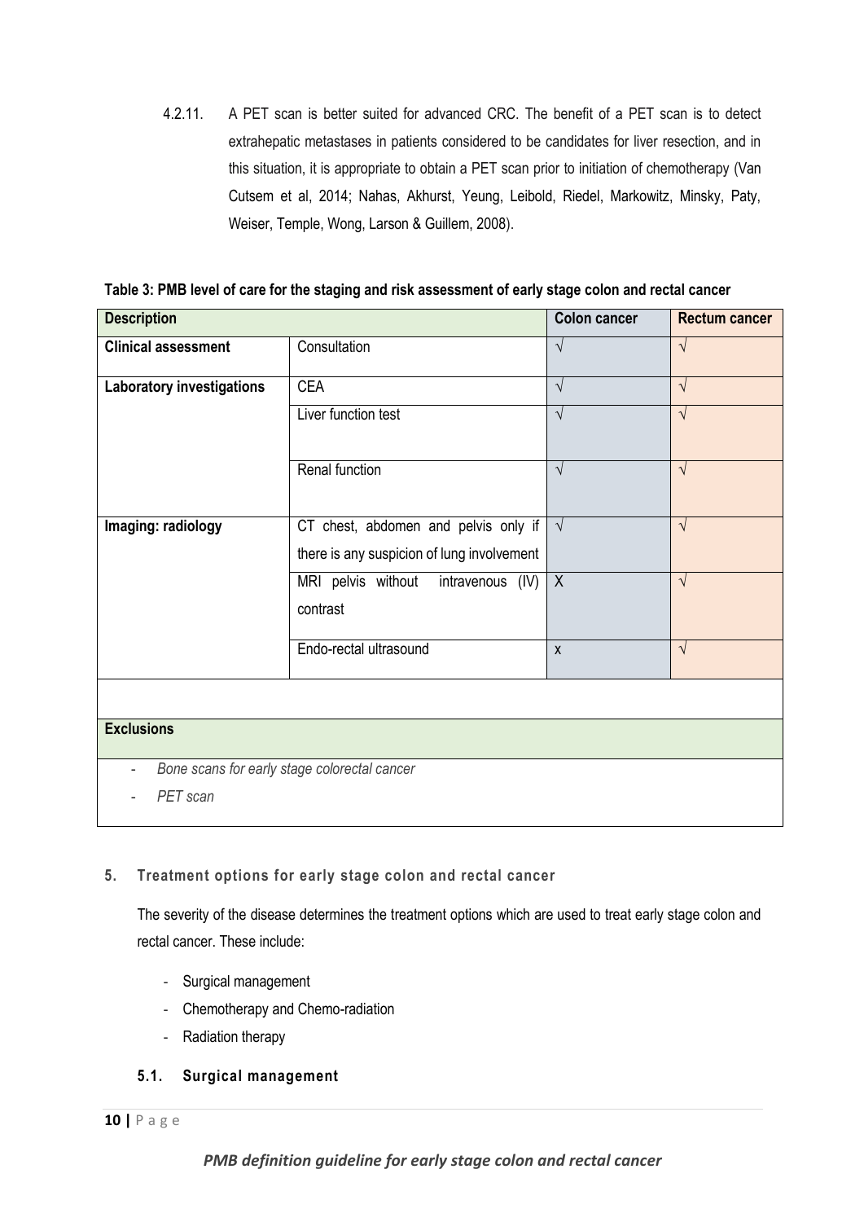4.2.11. A PET scan is better suited for advanced CRC. The benefit of a PET scan is to detect extrahepatic metastases in patients considered to be candidates for liver resection, and in this situation, it is appropriate to obtain a PET scan prior to initiation of chemotherapy (Van Cutsem et al, 2014; Nahas, Akhurst, Yeung, Leibold, Riedel, Markowitz, Minsky, Paty, Weiser, Temple, Wong, Larson & Guillem, 2008).

**Table 3: PMB level of care for the staging and risk assessment of early stage colon and rectal cancer**

| **Description** | | **Colon cancer** | **Rectum cancer** |
|---|---|---|---|
| **Clinical assessment** | Consultation | √ | √ |
| **Laboratory investigations** | CEA | √ | √ |
| | Liver function test | √ | √ |
| | Renal function | √ | √ |
| **Imaging: radiology** | CT chest, abdomen and pelvis only if there is any suspicion of lung involvement | √ | √ |
| | MRI pelvis without intravenous (IV) contrast | X | √ |
| | Endo-rectal ultrasound | x | √ |
| | | | |
| **Exclusions** | | | |
| - *Bone scans for early stage colorectal cancer*<br>- *PET scan* | | | |

## 5. Treatment options for early stage colon and rectal cancer

The severity of the disease determines the treatment options which are used to treat early stage colon and rectal cancer. These include:

- Surgical management
- Chemotherapy and Chemo-radiation
- Radiation therapy

### 5.1. Surgical management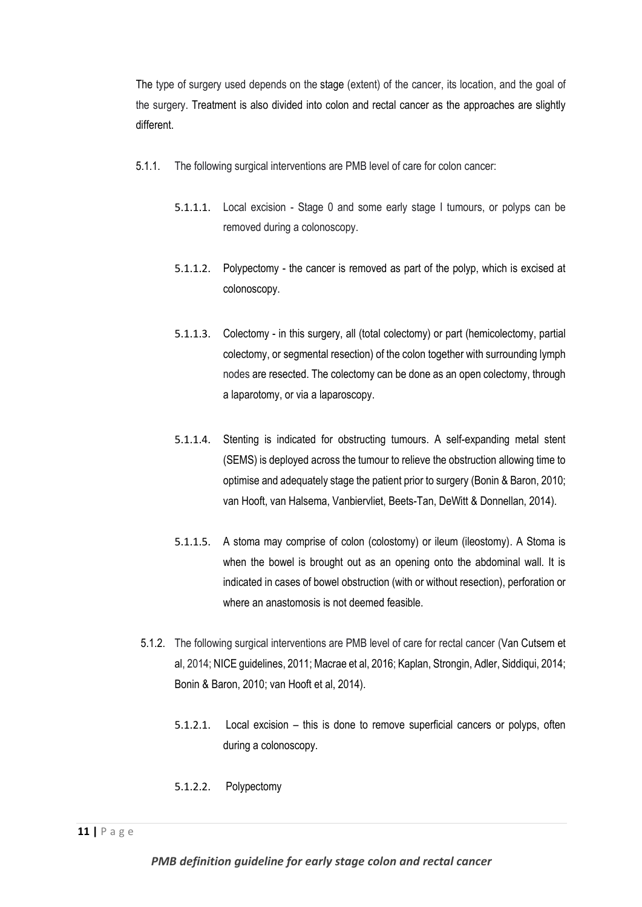The type of surgery used depends on the stage (extent) of the cancer, its location, and the goal of the surgery. Treatment is also divided into colon and rectal cancer as the approaches are slightly different.

5.1.1. The following surgical interventions are PMB level of care for colon cancer:

5.1.1.1. Local excision - Stage 0 and some early stage I tumours, or polyps can be removed during a colonoscopy.

5.1.1.2. Polypectomy - the cancer is removed as part of the polyp, which is excised at colonoscopy.

5.1.1.3. Colectomy - in this surgery, all (total colectomy) or part (hemicolectomy, partial colectomy, or segmental resection) of the colon together with surrounding lymph nodes are resected. The colectomy can be done as an open colectomy, through a laparotomy, or via a laparoscopy.

5.1.1.4. Stenting is indicated for obstructing tumours. A self-expanding metal stent (SEMS) is deployed across the tumour to relieve the obstruction allowing time to optimise and adequately stage the patient prior to surgery (Bonin & Baron, 2010; van Hooft, van Halsema, Vanbiervliet, Beets-Tan, DeWitt & Donnellan, 2014).

5.1.1.5. A stoma may comprise of colon (colostomy) or ileum (ileostomy). A Stoma is when the bowel is brought out as an opening onto the abdominal wall. It is indicated in cases of bowel obstruction (with or without resection), perforation or where an anastomosis is not deemed feasible.

5.1.2. The following surgical interventions are PMB level of care for rectal cancer (Van Cutsem et al, 2014; NICE guidelines, 2011; Macrae et al, 2016; Kaplan, Strongin, Adler, Siddiqui, 2014; Bonin & Baron, 2010; van Hooft et al, 2014).

5.1.2.1. Local excision – this is done to remove superficial cancers or polyps, often during a colonoscopy.

5.1.2.2. Polypectomy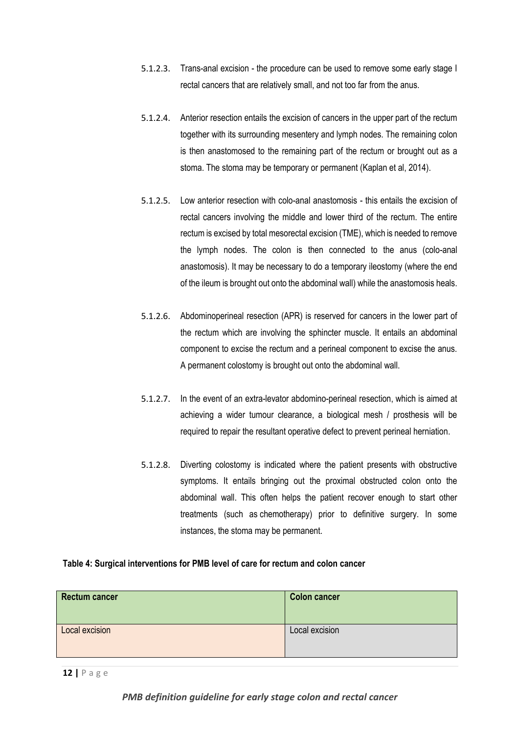5.1.2.3. Trans-anal excision - the procedure can be used to remove some early stage I rectal cancers that are relatively small, and not too far from the anus.

5.1.2.4. Anterior resection entails the excision of cancers in the upper part of the rectum together with its surrounding mesentery and lymph nodes. The remaining colon is then anastomosed to the remaining part of the rectum or brought out as a stoma. The stoma may be temporary or permanent (Kaplan et al, 2014).

5.1.2.5. Low anterior resection with colo-anal anastomosis - this entails the excision of rectal cancers involving the middle and lower third of the rectum. The entire rectum is excised by total mesorectal excision (TME), which is needed to remove the lymph nodes. The colon is then connected to the anus (colo-anal anastomosis). It may be necessary to do a temporary ileostomy (where the end of the ileum is brought out onto the abdominal wall) while the anastomosis heals.

5.1.2.6. Abdominoperineal resection (APR) is reserved for cancers in the lower part of the rectum which are involving the sphincter muscle. It entails an abdominal component to excise the rectum and a perineal component to excise the anus. A permanent colostomy is brought out onto the abdominal wall.

5.1.2.7. In the event of an extra-levator abdomino-perineal resection, which is aimed at achieving a wider tumour clearance, a biological mesh / prosthesis will be required to repair the resultant operative defect to prevent perineal herniation.

5.1.2.8. Diverting colostomy is indicated where the patient presents with obstructive symptoms. It entails bringing out the proximal obstructed colon onto the abdominal wall. This often helps the patient recover enough to start other treatments (such as chemotherapy) prior to definitive surgery. In some instances, the stoma may be permanent.

**Table 4: Surgical interventions for PMB level of care for rectum and colon cancer**

| Rectum cancer | Colon cancer |
|---|---|
| Local excision | Local excision |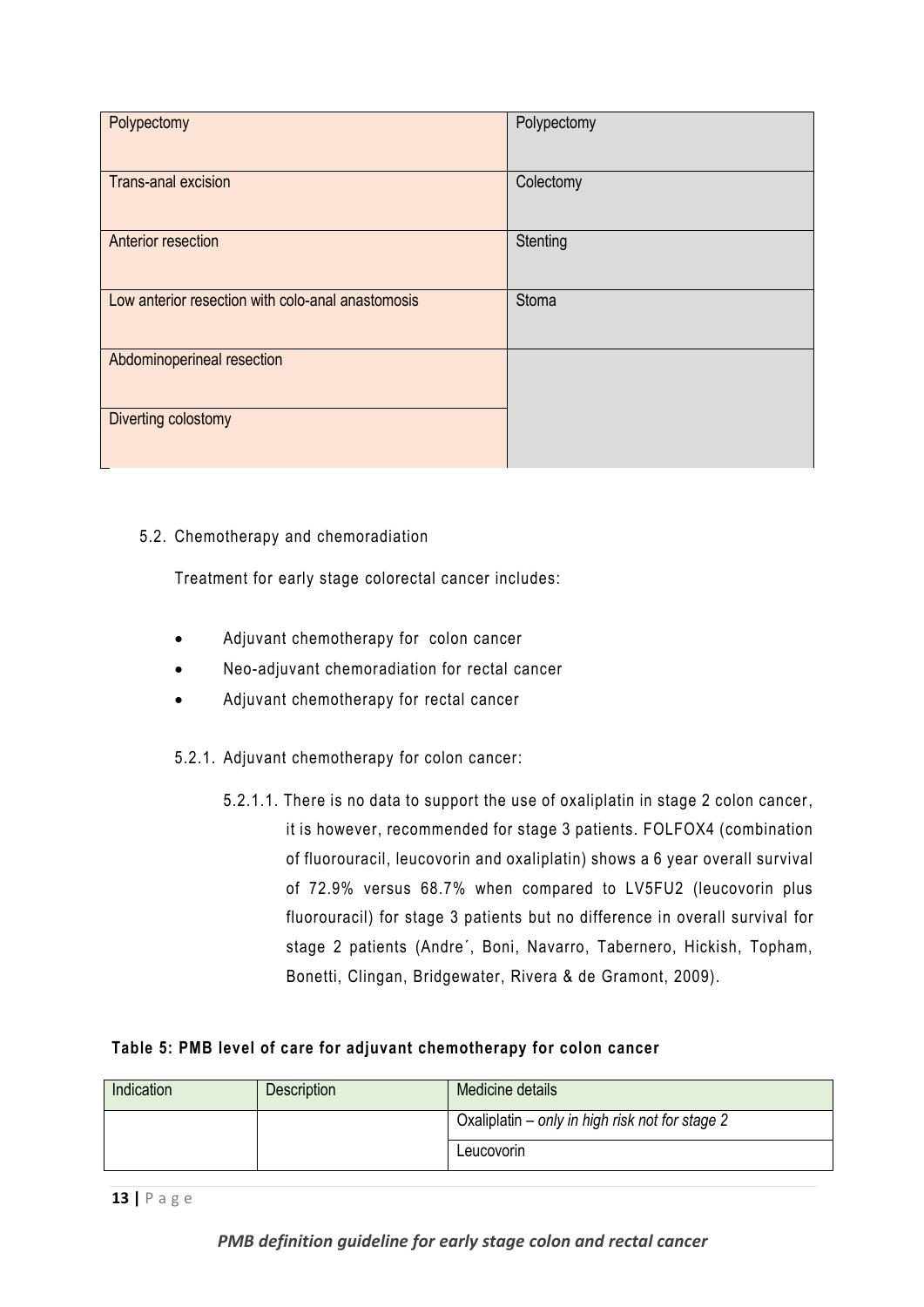| | |
|---|---|
| Polypectomy | Polypectomy |
| Trans-anal excision | Colectomy |
| Anterior resection | Stenting |
| Low anterior resection with colo-anal anastomosis | Stoma |
| Abdominoperineal resection | |
| Diverting colostomy | |

### 5.2. Chemotherapy and chemoradiation

Treatment for early stage colorectal cancer includes:

- Adjuvant chemotherapy for colon cancer
- Neo-adjuvant chemoradiation for rectal cancer
- Adjuvant chemotherapy for rectal cancer

#### 5.2.1. Adjuvant chemotherapy for colon cancer:

5.2.1.1. There is no data to support the use of oxaliplatin in stage 2 colon cancer, it is however, recommended for stage 3 patients. FOLFOX4 (combination of fluorouracil, leucovorin and oxaliplatin) shows a 6 year overall survival of 72.9% versus 68.7% when compared to LV5FU2 (leucovorin plus fluorouracil) for stage 3 patients but no difference in overall survival for stage 2 patients (Andre´, Boni, Navarro, Tabernero, Hickish, Topham, Bonetti, Clingan, Bridgewater, Rivera & de Gramont, 2009).

**Table 5: PMB level of care for adjuvant chemotherapy for colon cancer**

| Indication | Description | Medicine details |
|---|---|---|
| | | Oxaliplatin – *only in high risk not for stage 2* |
| | | Leucovorin |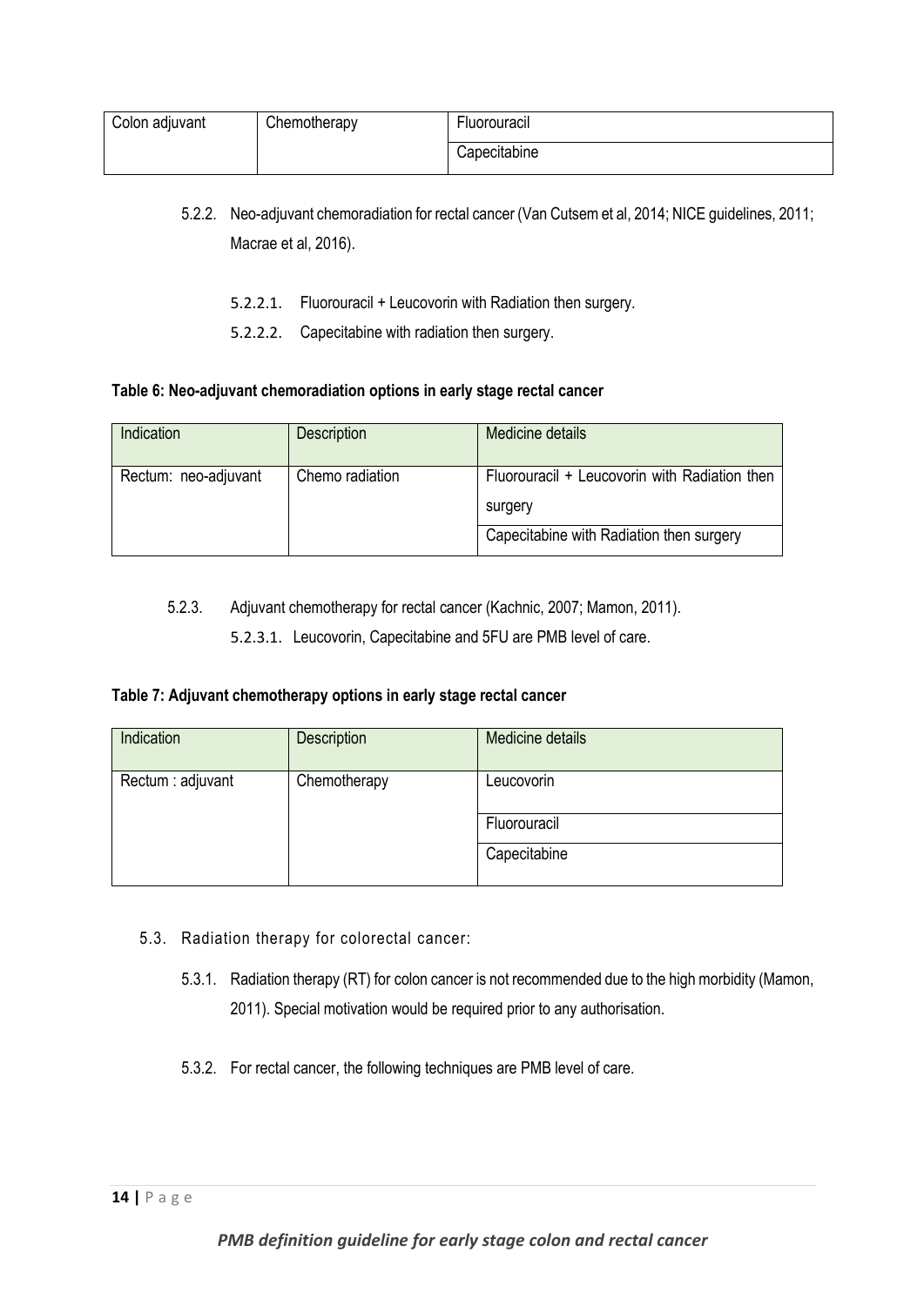| Colon adjuvant | Chemotherapy | Fluorouracil |
| --- | --- | --- |
| | | Capecitabine |

5.2.2. Neo-adjuvant chemoradiation for rectal cancer (Van Cutsem et al, 2014; NICE guidelines, 2011; Macrae et al, 2016).

5.2.2.1. Fluorouracil + Leucovorin with Radiation then surgery.

5.2.2.2. Capecitabine with radiation then surgery.

**Table 6: Neo-adjuvant chemoradiation options in early stage rectal cancer**

| Indication | Description | Medicine details |
| --- | --- | --- |
| Rectum: neo-adjuvant | Chemo radiation | Fluorouracil + Leucovorin with Radiation then surgery |
| | | Capecitabine with Radiation then surgery |

5.2.3. Adjuvant chemotherapy for rectal cancer (Kachnic, 2007; Mamon, 2011).

5.2.3.1. Leucovorin, Capecitabine and 5FU are PMB level of care.

**Table 7: Adjuvant chemotherapy options in early stage rectal cancer**

| Indication | Description | Medicine details |
| --- | --- | --- |
| Rectum : adjuvant | Chemotherapy | Leucovorin |
| | | Fluorouracil |
| | | Capecitabine |

5.3. Radiation therapy for colorectal cancer:

5.3.1. Radiation therapy (RT) for colon cancer is not recommended due to the high morbidity (Mamon, 2011). Special motivation would be required prior to any authorisation.

5.3.2. For rectal cancer, the following techniques are PMB level of care.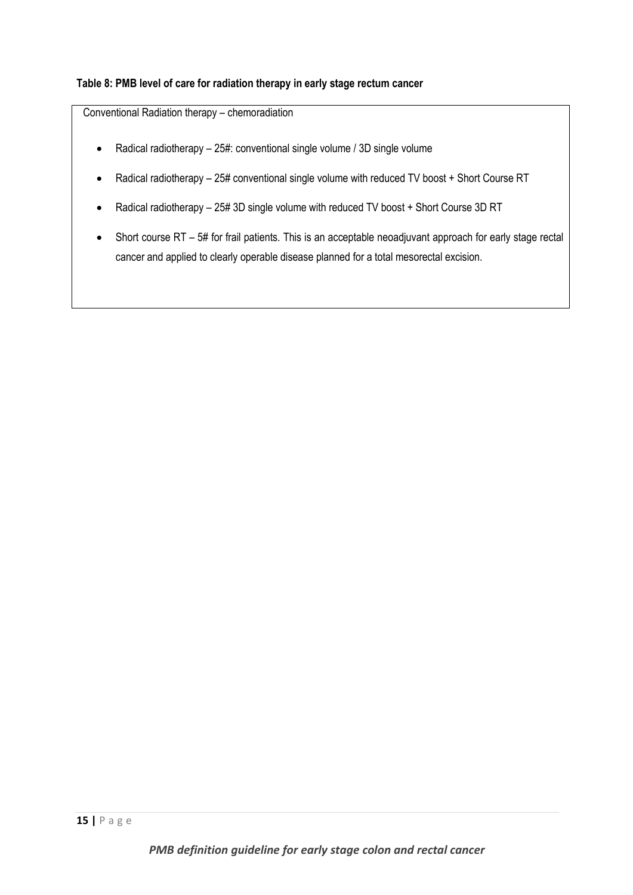**Table 8: PMB level of care for radiation therapy in early stage rectum cancer**

| Conventional Radiation therapy – chemoradiation |
| --- |
| • Radical radiotherapy – 25#: conventional single volume / 3D single volume<br>• Radical radiotherapy – 25# conventional single volume with reduced TV boost + Short Course RT<br>• Radical radiotherapy – 25# 3D single volume with reduced TV boost + Short Course 3D RT<br>• Short course RT – 5# for frail patients. This is an acceptable neoadjuvant approach for early stage rectal cancer and applied to clearly operable disease planned for a total mesorectal excision. |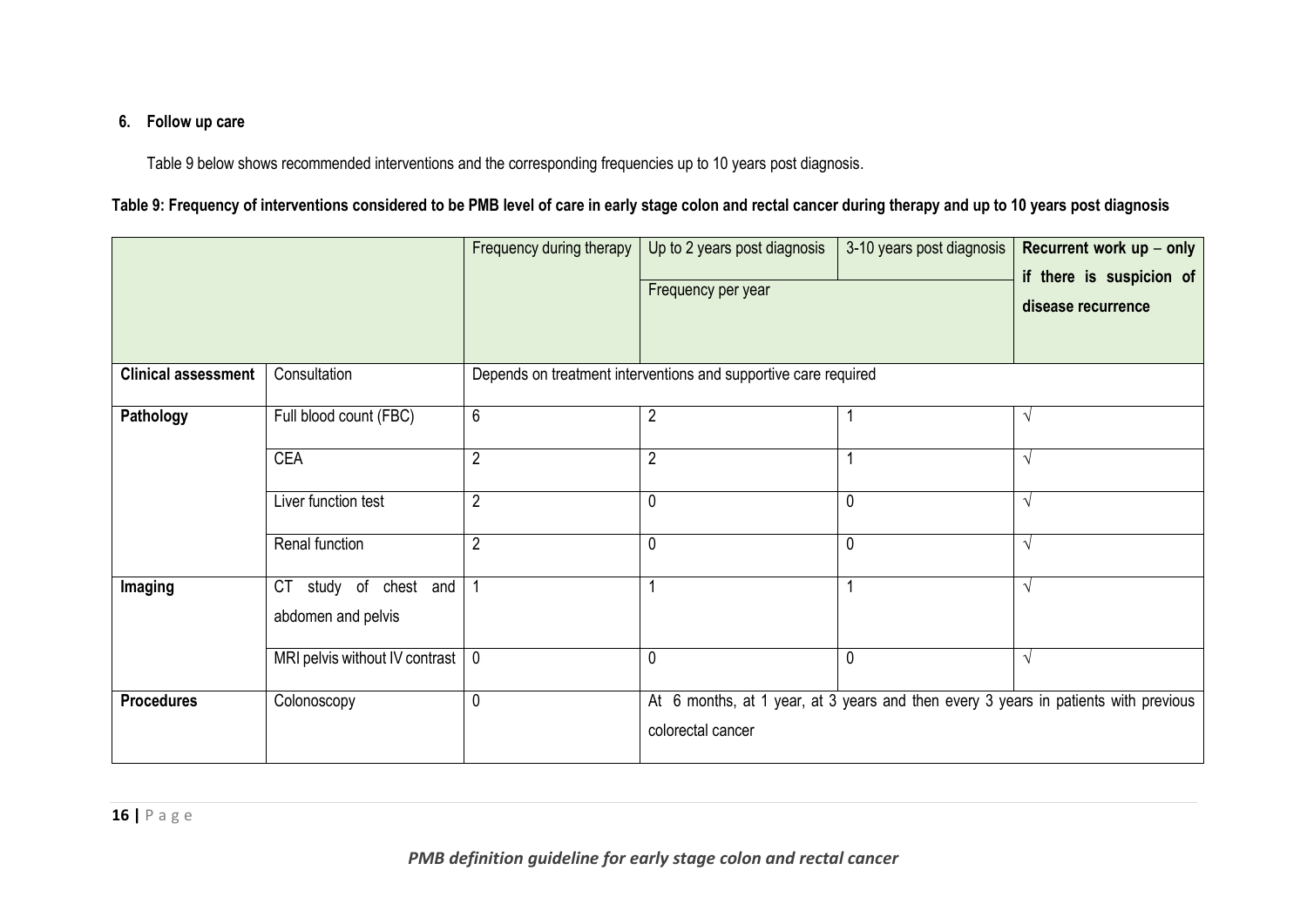## 6. Follow up care

Table 9 below shows recommended interventions and the corresponding frequencies up to 10 years post diagnosis.

**Table 9: Frequency of interventions considered to be PMB level of care in early stage colon and rectal cancer during therapy and up to 10 years post diagnosis**

| | | Frequency during therapy | Up to 2 years post diagnosis | 3-10 years post diagnosis | **Recurrent work up – only if there is suspicion of disease recurrence** |
|---|---|---|---|---|---|
| | | | Frequency per year | | |
| **Clinical assessment** | Consultation | Depends on treatment interventions and supportive care required | | | |
| **Pathology** | Full blood count (FBC) | 6 | 2 | 1 | √ |
| | CEA | 2 | 2 | 1 | √ |
| | Liver function test | 2 | 0 | 0 | √ |
| | Renal function | 2 | 0 | 0 | √ |
| **Imaging** | CT study of chest and abdomen and pelvis | 1 | 1 | 1 | √ |
| | MRI pelvis without IV contrast | 0 | 0 | 0 | √ |
| **Procedures** | Colonoscopy | 0 | At 6 months, at 1 year, at 3 years and then every 3 years in patients with previous colorectal cancer | | |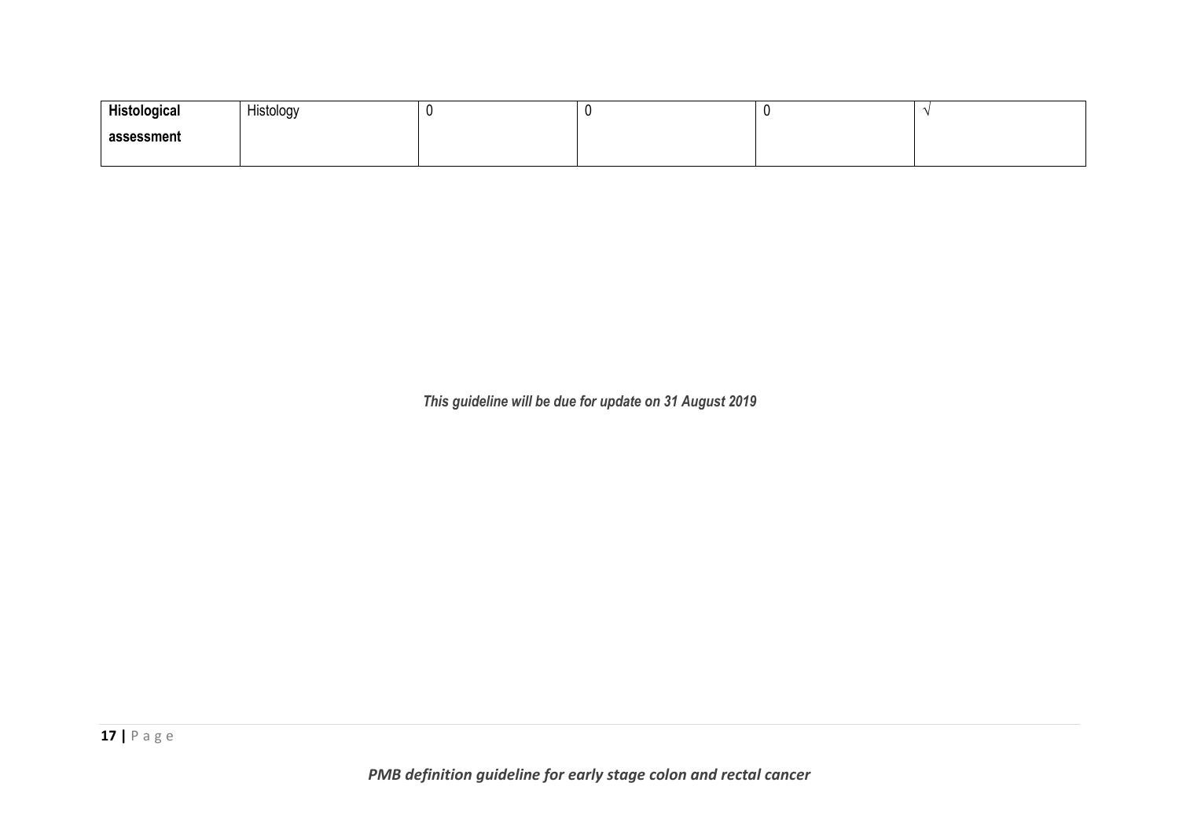| | | | | | |
|---|---|---|---|---|---|
| **Histological assessment** | Histology | 0 | 0 | 0 | √ |

***This guideline will be due for update on 31 August 2019***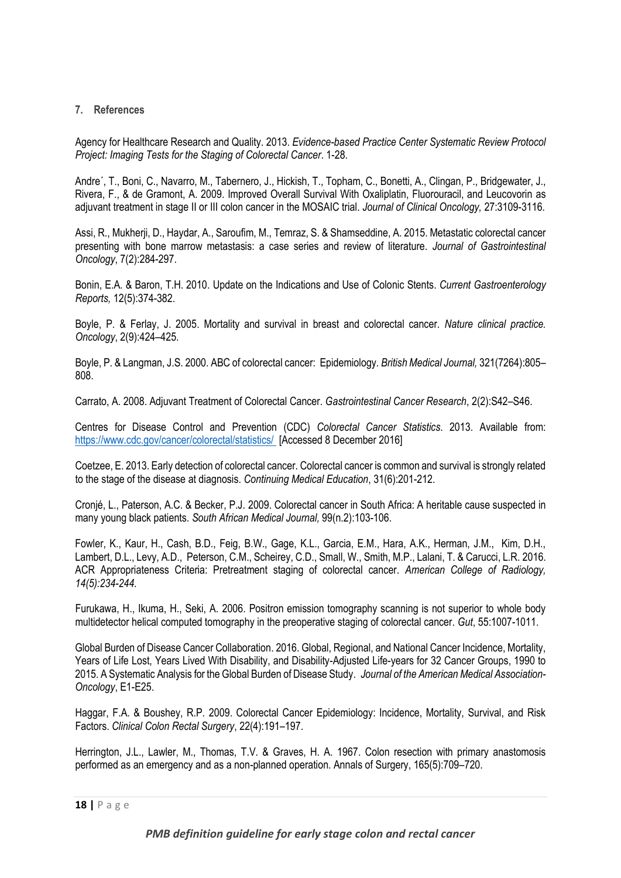### 7. References

Agency for Healthcare Research and Quality. 2013. *Evidence-based Practice Center Systematic Review Protocol Project: Imaging Tests for the Staging of Colorectal Cancer*. 1-28.

Andre´, T., Boni, C., Navarro, M., Tabernero, J., Hickish, T., Topham, C., Bonetti, A., Clingan, P., Bridgewater, J., Rivera, F., & de Gramont, A. 2009. Improved Overall Survival With Oxaliplatin, Fluorouracil, and Leucovorin as adjuvant treatment in stage II or III colon cancer in the MOSAIC trial. *Journal of Clinical Oncology,* 27:3109-3116.

Assi, R., Mukherji, D., Haydar, A., Saroufim, M., Temraz, S. & Shamseddine, A. 2015. Metastatic colorectal cancer presenting with bone marrow metastasis: a case series and review of literature. *Journal of Gastrointestinal Oncology*, 7(2):284-297.

Bonin, E.A. & Baron, T.H. 2010. Update on the Indications and Use of Colonic Stents. *Current Gastroenterology Reports,* 12(5):374-382.

Boyle, P. & Ferlay, J. 2005. Mortality and survival in breast and colorectal cancer. *Nature clinical practice. Oncology*, 2(9):424–425.

Boyle, P. & Langman, J.S. 2000. ABC of colorectal cancer: Epidemiology. *British Medical Journal,* 321(7264):805–808.

Carrato, A. 2008. Adjuvant Treatment of Colorectal Cancer. *Gastrointestinal Cancer Research*, 2(2):S42–S46.

Centres for Disease Control and Prevention (CDC) *Colorectal Cancer Statistics*. 2013. Available from: https://www.cdc.gov/cancer/colorectal/statistics/ [Accessed 8 December 2016]

Coetzee, E. 2013. Early detection of colorectal cancer. Colorectal cancer is common and survival is strongly related to the stage of the disease at diagnosis. *Continuing Medical Education*, 31(6):201-212.

Cronjé, L., Paterson, A.C. & Becker, P.J. 2009. Colorectal cancer in South Africa: A heritable cause suspected in many young black patients. *South African Medical Journal,* 99(n.2):103-106.

Fowler, K., Kaur, H., Cash, B.D., Feig, B.W., Gage, K.L., Garcia, E.M., Hara, A.K., Herman, J.M., Kim, D.H., Lambert, D.L., Levy, A.D., Peterson, C.M., Scheirey, C.D., Small, W., Smith, M.P., Lalani, T. & Carucci, L.R. 2016. ACR Appropriateness Criteria: Pretreatment staging of colorectal cancer. *American College of Radiology, 14(5):234-244.*

Furukawa, H., Ikuma, H., Seki, A. 2006. Positron emission tomography scanning is not superior to whole body multidetector helical computed tomography in the preoperative staging of colorectal cancer. *Gut*, 55:1007-1011.

Global Burden of Disease Cancer Collaboration. 2016. Global, Regional, and National Cancer Incidence, Mortality, Years of Life Lost, Years Lived With Disability, and Disability-Adjusted Life-years for 32 Cancer Groups, 1990 to 2015. A Systematic Analysis for the Global Burden of Disease Study. *Journal of the American Medical Association-Oncology*, E1-E25.

Haggar, F.A. & Boushey, R.P. 2009. Colorectal Cancer Epidemiology: Incidence, Mortality, Survival, and Risk Factors. *Clinical Colon Rectal Surgery*, 22(4):191–197.

Herrington, J.L., Lawler, M., Thomas, T.V. & Graves, H. A. 1967. Colon resection with primary anastomosis performed as an emergency and as a non-planned operation. Annals of Surgery, 165(5):709–720.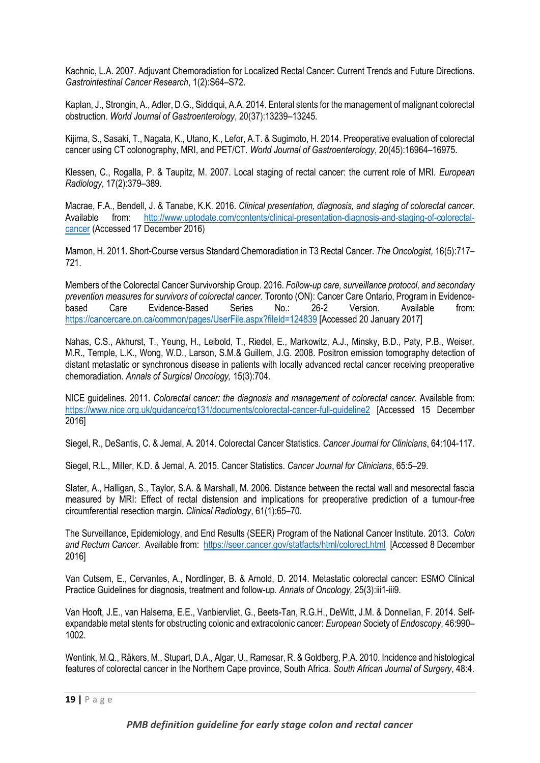Kachnic, L.A. 2007. Adjuvant Chemoradiation for Localized Rectal Cancer: Current Trends and Future Directions. *Gastrointestinal Cancer Research*, 1(2):S64–S72.

Kaplan, J., Strongin, A., Adler, D.G., Siddiqui, A.A. 2014. Enteral stents for the management of malignant colorectal obstruction. *World Journal of Gastroenterology*, 20(37):13239–13245.

Kijima, S., Sasaki, T., Nagata, K., Utano, K., Lefor, A.T. & Sugimoto, H. 2014. Preoperative evaluation of colorectal cancer using CT colonography, MRI, and PET/CT. *World Journal of Gastroenterology*, 20(45):16964–16975.

Klessen, C., Rogalla, P. & Taupitz, M. 2007. Local staging of rectal cancer: the current role of MRI. *European Radiology*, 17(2):379–389.

Macrae, F.A., Bendell, J. & Tanabe, K.K. 2016. *Clinical presentation, diagnosis, and staging of colorectal cancer*. Available from: http://www.uptodate.com/contents/clinical-presentation-diagnosis-and-staging-of-colorectal-cancer (Accessed 17 December 2016)

Mamon, H. 2011. Short-Course versus Standard Chemoradiation in T3 Rectal Cancer. *The Oncologist,* 16(5):717–721.

Members of the Colorectal Cancer Survivorship Group. 2016. *Follow-up care, surveillance protocol, and secondary prevention measures for survivors of colorectal cancer.* Toronto (ON): Cancer Care Ontario, Program in Evidence-based Care Evidence-Based Series No.: 26-2 Version. Available from: https://cancercare.on.ca/common/pages/UserFile.aspx?fileId=124839 [Accessed 20 January 2017]

Nahas, C.S., Akhurst, T., Yeung, H., Leibold, T., Riedel, E., Markowitz, A.J., Minsky, B.D., Paty, P.B., Weiser, M.R., Temple, L.K., Wong, W.D., Larson, S.M.& Guillem, J.G. 2008. Positron emission tomography detection of distant metastatic or synchronous disease in patients with locally advanced rectal cancer receiving preoperative chemoradiation. *Annals of Surgical Oncology,* 15(3):704.

NICE guidelines. 2011. *Colorectal cancer: the diagnosis and management of colorectal cancer*. Available from: https://www.nice.org.uk/guidance/cg131/documents/colorectal-cancer-full-guideline2 [Accessed 15 December 2016]

Siegel, R., DeSantis, C. & Jemal, A. 2014. Colorectal Cancer Statistics. *Cancer Journal for Clinicians*, 64:104-117.

Siegel, R.L., Miller, K.D. & Jemal, A. 2015. Cancer Statistics. *Cancer Journal for Clinicians*, 65:5–29.

Slater, A., Halligan, S., Taylor, S.A. & Marshall, M. 2006. Distance between the rectal wall and mesorectal fascia measured by MRI: Effect of rectal distension and implications for preoperative prediction of a tumour-free circumferential resection margin. *Clinical Radiology*, 61(1):65–70.

The Surveillance, Epidemiology, and End Results (SEER) Program of the National Cancer Institute. 2013. *Colon and Rectum Cancer*. Available from: https://seer.cancer.gov/statfacts/html/colorect.html [Accessed 8 December 2016]

Van Cutsem, E., Cervantes, A., Nordlinger, B. & Arnold, D. 2014. Metastatic colorectal cancer: ESMO Clinical Practice Guidelines for diagnosis, treatment and follow-up*. Annals of Oncology,* 25(3):iii1-iii9.

Van Hooft, J.E., van Halsema, E.E., Vanbiervliet, G., Beets-Tan, R.G.H., DeWitt, J.M. & Donnellan, F. 2014. Self-expandable metal stents for obstructing colonic and extracolonic cancer: *European* Society of *Endoscopy*, 46:990–1002.

Wentink, M.Q., Räkers, M., Stupart, D.A., Algar, U., Ramesar, R. & Goldberg, P.A. 2010. Incidence and histological features of colorectal cancer in the Northern Cape province, South Africa. *South African Journal of Surgery*, 48:4.